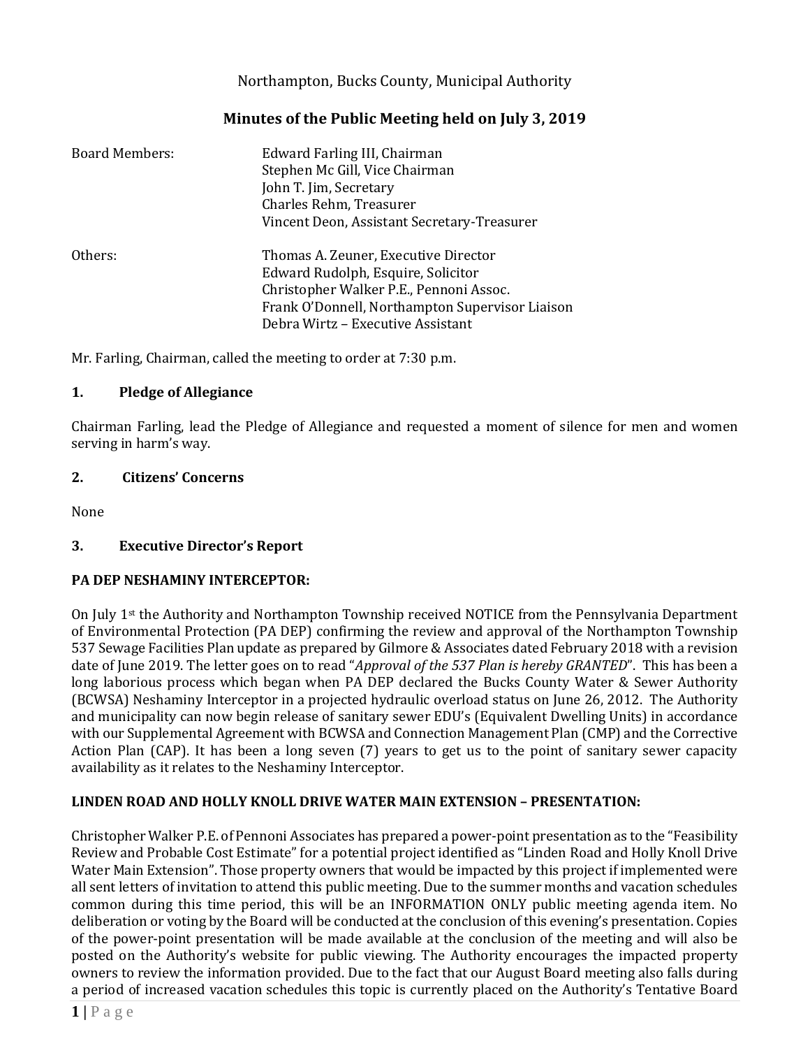Northampton, Bucks County, Municipal Authority

# Minutes of the Public Meeting held on July 3, 2019

Board Members:
Edward Farling III, Chairman
Stephen Mc Gill, Vice Chairman
John T. Jim, Secretary
Charles Rehm, Treasurer
Vincent Deon, Assistant Secretary-Treasurer

Others:
Thomas A. Zeuner, Executive Director
Edward Rudolph, Esquire, Solicitor
Christopher Walker P.E., Pennoni Assoc.
Frank O'Donnell, Northampton Supervisor Liaison
Debra Wirtz – Executive Assistant

Mr. Farling, Chairman, called the meeting to order at 7:30 p.m.

## 1. Pledge of Allegiance

Chairman Farling, lead the Pledge of Allegiance and requested a moment of silence for men and women serving in harm's way.

## 2. Citizens' Concerns

None

## 3. Executive Director's Report

**PA DEP NESHAMINY INTERCEPTOR:**

On July 1st the Authority and Northampton Township received NOTICE from the Pennsylvania Department of Environmental Protection (PA DEP) confirming the review and approval of the Northampton Township 537 Sewage Facilities Plan update as prepared by Gilmore & Associates dated February 2018 with a revision date of June 2019. The letter goes on to read "*Approval of the 537 Plan is hereby GRANTED*". This has been a long laborious process which began when PA DEP declared the Bucks County Water & Sewer Authority (BCWSA) Neshaminy Interceptor in a projected hydraulic overload status on June 26, 2012. The Authority and municipality can now begin release of sanitary sewer EDU's (Equivalent Dwelling Units) in accordance with our Supplemental Agreement with BCWSA and Connection Management Plan (CMP) and the Corrective Action Plan (CAP). It has been a long seven (7) years to get us to the point of sanitary sewer capacity availability as it relates to the Neshaminy Interceptor.

**LINDEN ROAD AND HOLLY KNOLL DRIVE WATER MAIN EXTENSION – PRESENTATION:**

Christopher Walker P.E. of Pennoni Associates has prepared a power-point presentation as to the "Feasibility Review and Probable Cost Estimate" for a potential project identified as "Linden Road and Holly Knoll Drive Water Main Extension". Those property owners that would be impacted by this project if implemented were all sent letters of invitation to attend this public meeting. Due to the summer months and vacation schedules common during this time period, this will be an INFORMATION ONLY public meeting agenda item. No deliberation or voting by the Board will be conducted at the conclusion of this evening's presentation. Copies of the power-point presentation will be made available at the conclusion of the meeting and will also be posted on the Authority's website for public viewing. The Authority encourages the impacted property owners to review the information provided. Due to the fact that our August Board meeting also falls during a period of increased vacation schedules this topic is currently placed on the Authority's Tentative Board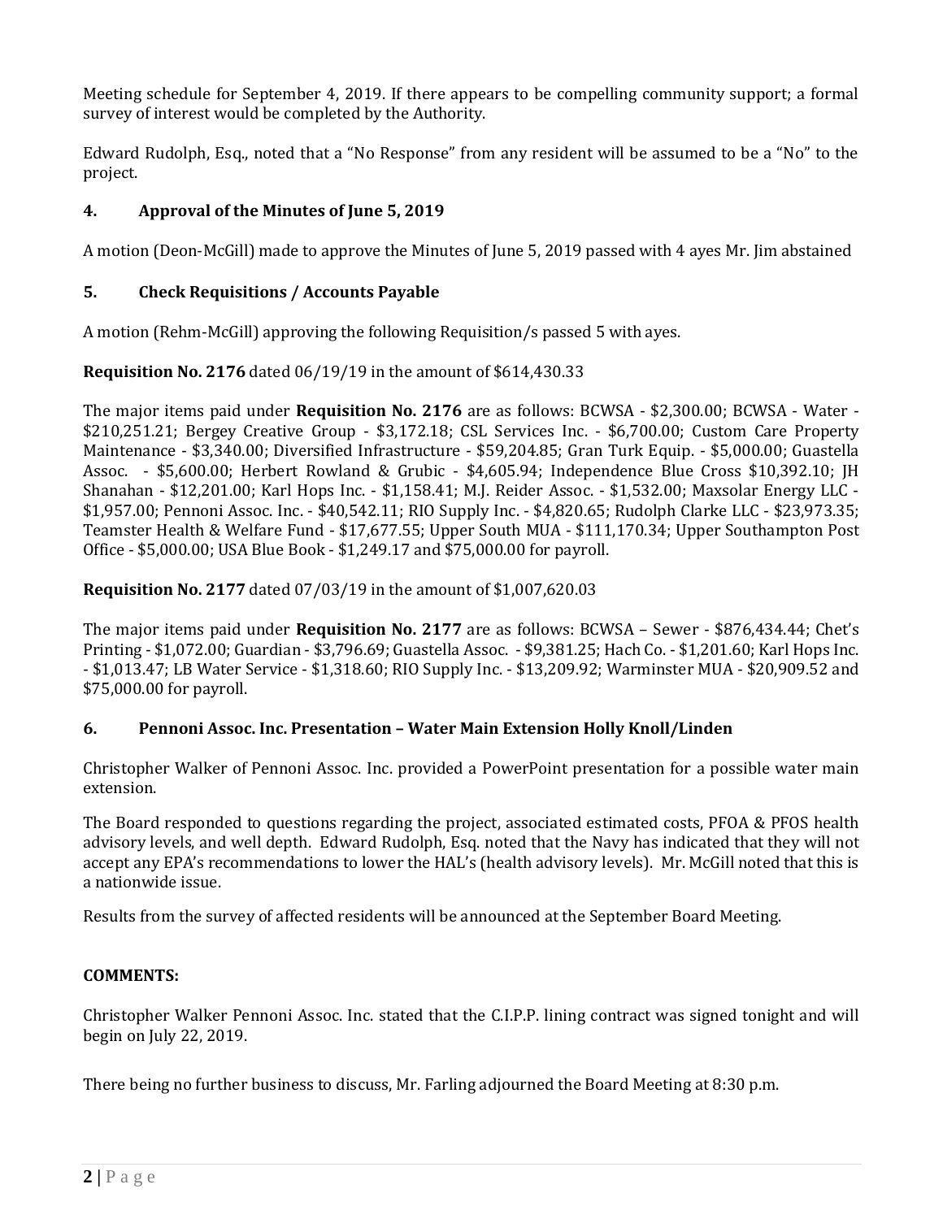Meeting schedule for September 4, 2019. If there appears to be compelling community support; a formal survey of interest would be completed by the Authority.

Edward Rudolph, Esq., noted that a "No Response" from any resident will be assumed to be a "No" to the project.

## 4. Approval of the Minutes of June 5, 2019

A motion (Deon-McGill) made to approve the Minutes of June 5, 2019 passed with 4 ayes Mr. Jim abstained

## 5. Check Requisitions / Accounts Payable

A motion (Rehm-McGill) approving the following Requisition/s passed 5 with ayes.

**Requisition No. 2176** dated 06/19/19 in the amount of $614,430.33

The major items paid under **Requisition No. 2176** are as follows: BCWSA - $2,300.00; BCWSA - Water - $210,251.21; Bergey Creative Group - $3,172.18; CSL Services Inc. - $6,700.00; Custom Care Property Maintenance - $3,340.00; Diversified Infrastructure - $59,204.85; Gran Turk Equip. - $5,000.00; Guastella Assoc. - $5,600.00; Herbert Rowland & Grubic - $4,605.94; Independence Blue Cross $10,392.10; JH Shanahan - $12,201.00; Karl Hops Inc. - $1,158.41; M.J. Reider Assoc. - $1,532.00; Maxsolar Energy LLC - $1,957.00; Pennoni Assoc. Inc. - $40,542.11; RIO Supply Inc. - $4,820.65; Rudolph Clarke LLC - $23,973.35; Teamster Health & Welfare Fund - $17,677.55; Upper South MUA - $111,170.34; Upper Southampton Post Office - $5,000.00; USA Blue Book - $1,249.17 and $75,000.00 for payroll.

**Requisition No. 2177** dated 07/03/19 in the amount of $1,007,620.03

The major items paid under **Requisition No. 2177** are as follows: BCWSA – Sewer - $876,434.44; Chet's Printing - $1,072.00; Guardian - $3,796.69; Guastella Assoc. - $9,381.25; Hach Co. - $1,201.60; Karl Hops Inc. - $1,013.47; LB Water Service - $1,318.60; RIO Supply Inc. - $13,209.92; Warminster MUA - $20,909.52 and $75,000.00 for payroll.

## 6. Pennoni Assoc. Inc. Presentation – Water Main Extension Holly Knoll/Linden

Christopher Walker of Pennoni Assoc. Inc. provided a PowerPoint presentation for a possible water main extension.

The Board responded to questions regarding the project, associated estimated costs, PFOA & PFOS health advisory levels, and well depth. Edward Rudolph, Esq. noted that the Navy has indicated that they will not accept any EPA's recommendations to lower the HAL's (health advisory levels). Mr. McGill noted that this is a nationwide issue.

Results from the survey of affected residents will be announced at the September Board Meeting.

**COMMENTS:**

Christopher Walker Pennoni Assoc. Inc. stated that the C.I.P.P. lining contract was signed tonight and will begin on July 22, 2019.

There being no further business to discuss, Mr. Farling adjourned the Board Meeting at 8:30 p.m.